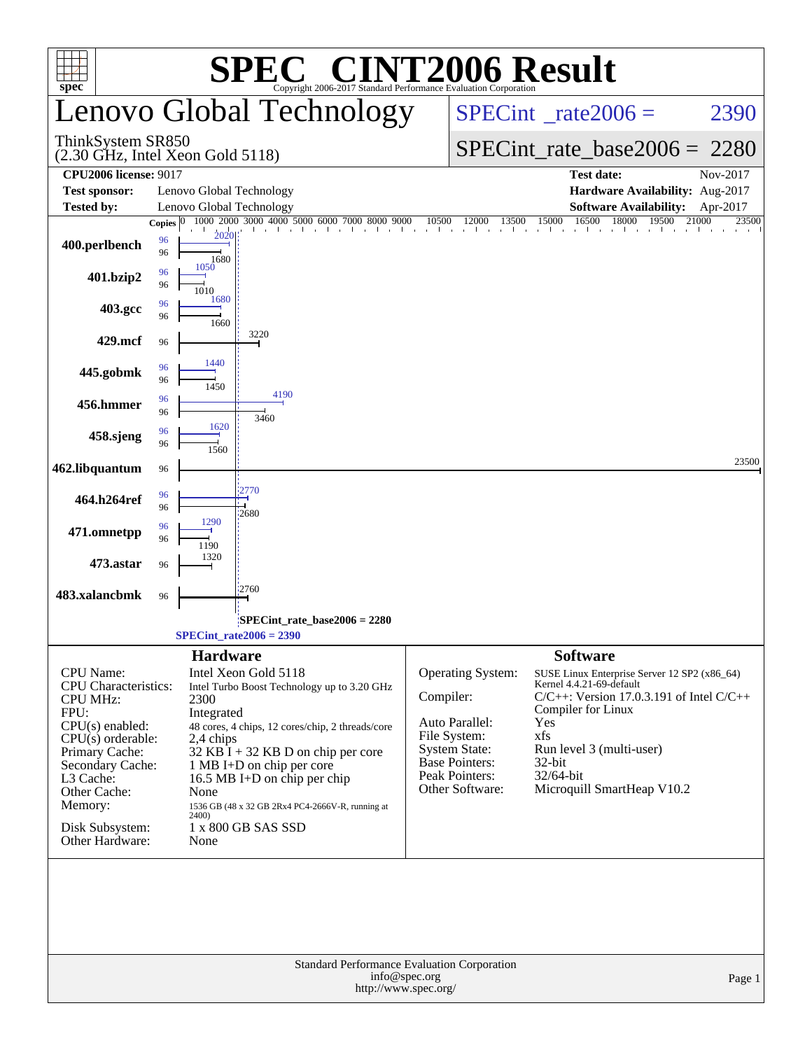# SPEC CINT2006 Result

Copyright 2006-2017 Standard Performance Evaluation Corporation

## Lenovo Global Technology

ThinkSystem SR850
(2.30 GHz, Intel Xeon Gold 5118)

SPECint_rate2006 = 2390

SPECint_rate_base2006 = 2280

| | | | |
|---|---|---|---|
| **CPU2006 license:** 9017 | | **Test date:** | Nov-2017 |
| **Test sponsor:** | Lenovo Global Technology | **Hardware Availability:** | Aug-2017 |
| **Tested by:** | Lenovo Global Technology | **Software Availability:** | Apr-2017 |

| Benchmark | Copies (peak) | Peak | Copies (base) | Base |
|---|---|---|---|---|
| 400.perlbench | 96 | 2020 | 96 | 1680 |
| 401.bzip2 | 96 | 1050 | 96 | 1010 |
| 403.gcc | 96 | 1680 | 96 | 1660 |
| 429.mcf | | | 96 | 3220 |
| 445.gobmk | 96 | 1440 | 96 | 1450 |
| 456.hmmer | 96 | 4190 | 96 | 3460 |
| 458.sjeng | 96 | 1620 | 96 | 1560 |
| 462.libquantum | | | 96 | 23500 |
| 464.h264ref | 96 | 2770 | 96 | 2680 |
| 471.omnetpp | 96 | 1290 | 96 | 1190 |
| 473.astar | | | 96 | 1320 |
| 483.xalancbmk | | | 96 | 2760 |

SPECint_rate_base2006 = 2280

SPECint_rate2006 = 2390

### Hardware

| | |
|---|---|
| CPU Name: | Intel Xeon Gold 5118 |
| CPU Characteristics: | Intel Turbo Boost Technology up to 3.20 GHz |
| CPU MHz: | 2300 |
| FPU: | Integrated |
| CPU(s) enabled: | 48 cores, 4 chips, 12 cores/chip, 2 threads/core |
| CPU(s) orderable: | 2,4 chips |
| Primary Cache: | 32 KB I + 32 KB D on chip per core |
| Secondary Cache: | 1 MB I+D on chip per core |
| L3 Cache: | 16.5 MB I+D on chip per chip |
| Other Cache: | None |
| Memory: | 1536 GB (48 x 32 GB 2Rx4 PC4-2666V-R, running at 2400) |
| Disk Subsystem: | 1 x 800 GB SAS SSD |
| Other Hardware: | None |

### Software

| | |
|---|---|
| Operating System: | SUSE Linux Enterprise Server 12 SP2 (x86_64) Kernel 4.4.21-69-default |
| Compiler: | C/C++: Version 17.0.3.191 of Intel C/C++ Compiler for Linux |
| Auto Parallel: | Yes |
| File System: | xfs |
| System State: | Run level 3 (multi-user) |
| Base Pointers: | 32-bit |
| Peak Pointers: | 32/64-bit |
| Other Software: | Microquill SmartHeap V10.2 |

Standard Performance Evaluation Corporation
info@spec.org
http://www.spec.org/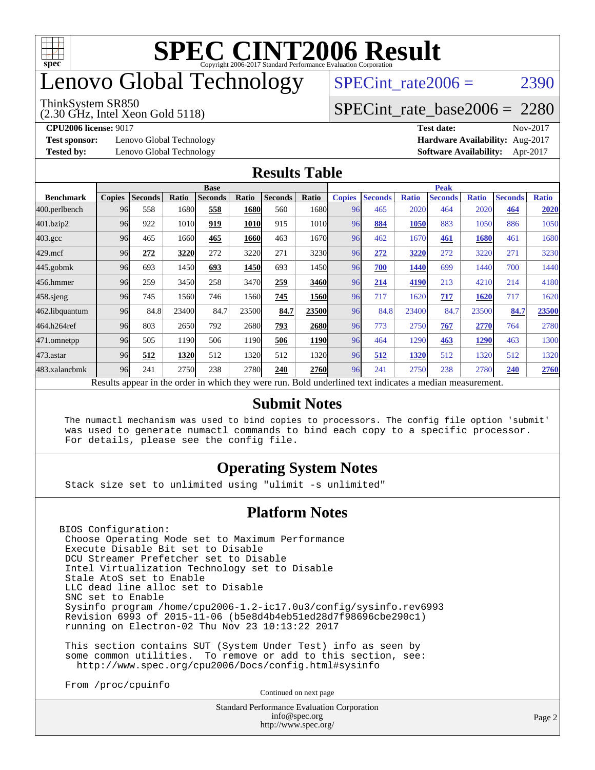# SPEC CINT2006 Result

Copyright 2006-2017 Standard Performance Evaluation Corporation

# Lenovo Global Technology

ThinkSystem SR850
(2.30 GHz, Intel Xeon Gold 5118)

SPECint_rate2006 = 2390

SPECint_rate_base2006 = 2280

**CPU2006 license:** 9017
**Test sponsor:** Lenovo Global Technology
**Tested by:** Lenovo Global Technology

**Test date:** Nov-2017
**Hardware Availability:** Aug-2017
**Software Availability:** Apr-2017

## Results Table

| | Base | | | | | | | Peak | | | | | | |
|---|---|---|---|---|---|---|---|---|---|---|---|---|---|---|
| **Benchmark** | **Copies** | **Seconds** | **Ratio** | **Seconds** | **Ratio** | **Seconds** | **Ratio** | **Copies** | **Seconds** | **Ratio** | **Seconds** | **Ratio** | **Seconds** | **Ratio** |
| 400.perlbench | 96 | 558 | 1680 | **558** | **1680** | 560 | 1680 | 96 | 465 | 2020 | 464 | 2020 | **464** | **2020** |
| 401.bzip2 | 96 | 922 | 1010 | **919** | **1010** | 915 | 1010 | 96 | **884** | **1050** | 883 | 1050 | 886 | 1050 |
| 403.gcc | 96 | 465 | 1660 | **465** | **1660** | 463 | 1670 | 96 | 462 | 1670 | **461** | **1680** | 461 | 1680 |
| 429.mcf | 96 | **272** | **3220** | 272 | 3220 | 271 | 3230 | 96 | **272** | **3220** | 272 | 3220 | 271 | 3230 |
| 445.gobmk | 96 | 693 | 1450 | **693** | **1450** | 693 | 1450 | 96 | **700** | **1440** | 699 | 1440 | 700 | 1440 |
| 456.hmmer | 96 | 259 | 3450 | 258 | 3470 | **259** | **3460** | 96 | **214** | **4190** | 213 | 4210 | 214 | 4180 |
| 458.sjeng | 96 | 745 | 1560 | 746 | 1560 | **745** | **1560** | 96 | 717 | 1620 | **717** | **1620** | 717 | 1620 |
| 462.libquantum | 96 | 84.8 | 23400 | 84.7 | 23500 | **84.7** | **23500** | 96 | 84.8 | 23400 | 84.7 | 23500 | **84.7** | **23500** |
| 464.h264ref | 96 | 803 | 2650 | 792 | 2680 | **793** | **2680** | 96 | 773 | 2750 | **767** | **2770** | 764 | 2780 |
| 471.omnetpp | 96 | 505 | 1190 | 506 | 1190 | **506** | **1190** | 96 | 464 | 1290 | **463** | **1290** | 463 | 1300 |
| 473.astar | 96 | **512** | **1320** | 512 | 1320 | 512 | 1320 | 96 | **512** | **1320** | 512 | 1320 | 512 | 1320 |
| 483.xalancbmk | 96 | 241 | 2750 | 238 | 2780 | **240** | **2760** | 96 | 241 | 2750 | 238 | 2780 | **240** | **2760** |

Results appear in the order in which they were run. Bold underlined text indicates a median measurement.

## Submit Notes

```
The numactl mechanism was used to bind copies to processors. The config file option 'submit'
was used to generate numactl commands to bind each copy to a specific processor.
For details, please see the config file.
```

## Operating System Notes

```
Stack size set to unlimited using "ulimit -s unlimited"
```

## Platform Notes

```
BIOS Configuration:
 Choose Operating Mode set to Maximum Performance
 Execute Disable Bit set to Disable
 DCU Streamer Prefetcher set to Disable
 Intel Virtualization Technology set to Disable
 Stale AtoS set to Enable
 LLC dead line alloc set to Disable
 SNC set to Enable
 Sysinfo program /home/cpu2006-1.2-ic17.0u3/config/sysinfo.rev6993
 Revision 6993 of 2015-11-06 (b5e8d4b4eb51ed28d7f98696cbe290c1)
 running on Electron-02 Thu Nov 23 10:13:22 2017

 This section contains SUT (System Under Test) info as seen by
 some common utilities.  To remove or add to this section, see:
   http://www.spec.org/cpu2006/Docs/config.html#sysinfo

 From /proc/cpuinfo
```

Continued on next page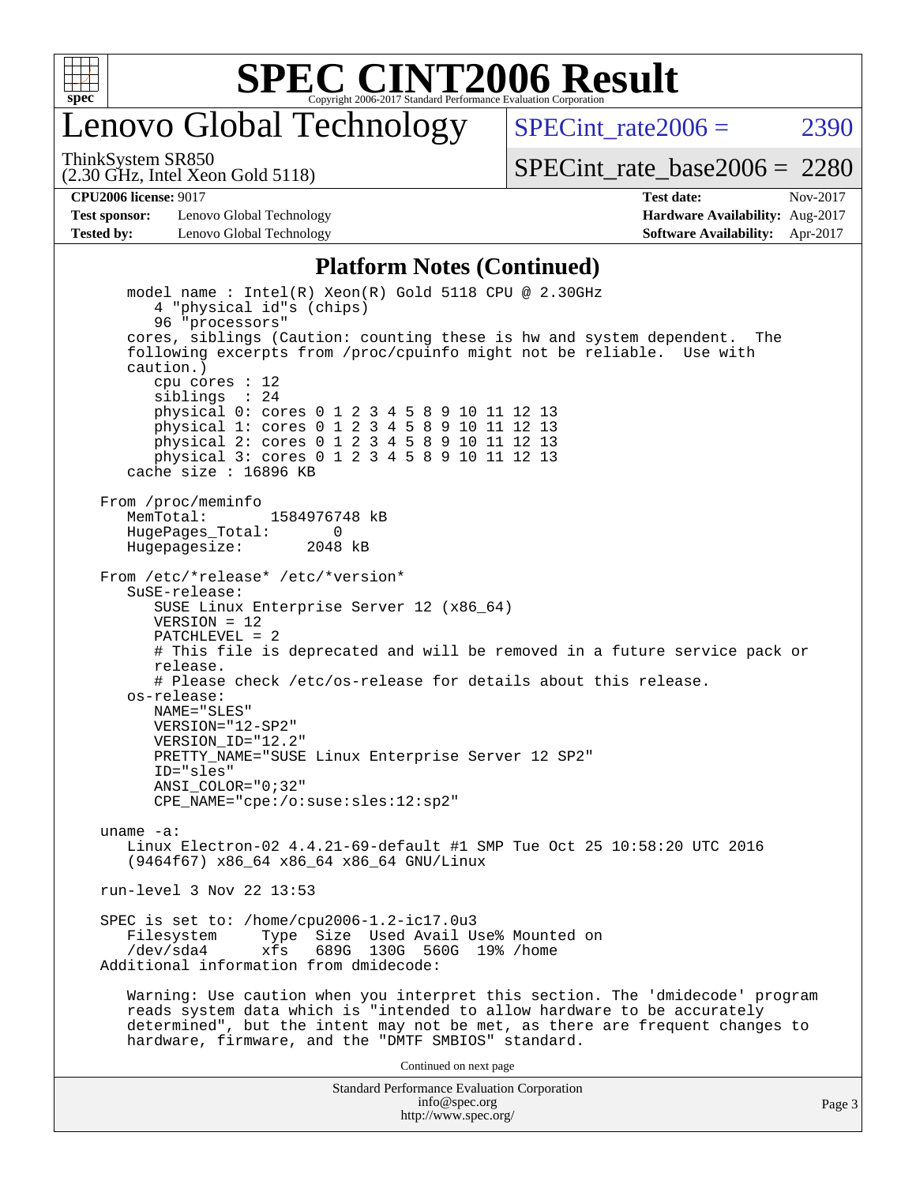# SPEC CINT2006 Result

## Lenovo Global Technology

ThinkSystem SR850
(2.30 GHz, Intel Xeon Gold 5118)

SPECint_rate2006 = 2390

SPECint_rate_base2006 = 2280

| | | | |
|---|---|---|---|
| **CPU2006 license:** 9017 | | **Test date:** | Nov-2017 |
| **Test sponsor:** | Lenovo Global Technology | **Hardware Availability:** | Aug-2017 |
| **Tested by:** | Lenovo Global Technology | **Software Availability:** | Apr-2017 |

### Platform Notes (Continued)

```
    model name : Intel(R) Xeon(R) Gold 5118 CPU @ 2.30GHz
       4 "physical id"s (chips)
       96 "processors"
    cores, siblings (Caution: counting these is hw and system dependent.  The
    following excerpts from /proc/cpuinfo might not be reliable.  Use with
    caution.)
       cpu cores : 12
       siblings  : 24
       physical 0: cores 0 1 2 3 4 5 8 9 10 11 12 13
       physical 1: cores 0 1 2 3 4 5 8 9 10 11 12 13
       physical 2: cores 0 1 2 3 4 5 8 9 10 11 12 13
       physical 3: cores 0 1 2 3 4 5 8 9 10 11 12 13
    cache size : 16896 KB

 From /proc/meminfo
    MemTotal:       1584976748 kB
    HugePages_Total:       0
    Hugepagesize:       2048 kB

 From /etc/*release* /etc/*version*
    SuSE-release:
       SUSE Linux Enterprise Server 12 (x86_64)
       VERSION = 12
       PATCHLEVEL = 2
       # This file is deprecated and will be removed in a future service pack or
       release.
       # Please check /etc/os-release for details about this release.
    os-release:
       NAME="SLES"
       VERSION="12-SP2"
       VERSION_ID="12.2"
       PRETTY_NAME="SUSE Linux Enterprise Server 12 SP2"
       ID="sles"
       ANSI_COLOR="0;32"
       CPE_NAME="cpe:/o:suse:sles:12:sp2"

 uname -a:
    Linux Electron-02 4.4.21-69-default #1 SMP Tue Oct 25 10:58:20 UTC 2016
    (9464f67) x86_64 x86_64 x86_64 GNU/Linux

 run-level 3 Nov 22 13:53

 SPEC is set to: /home/cpu2006-1.2-ic17.0u3
    Filesystem     Type  Size  Used Avail Use% Mounted on
    /dev/sda4      xfs   689G  130G  560G  19% /home
 Additional information from dmidecode:

    Warning: Use caution when you interpret this section. The 'dmidecode' program
    reads system data which is "intended to allow hardware to be accurately
    determined", but the intent may not be met, as there are frequent changes to
    hardware, firmware, and the "DMTF SMBIOS" standard.
```

Continued on next page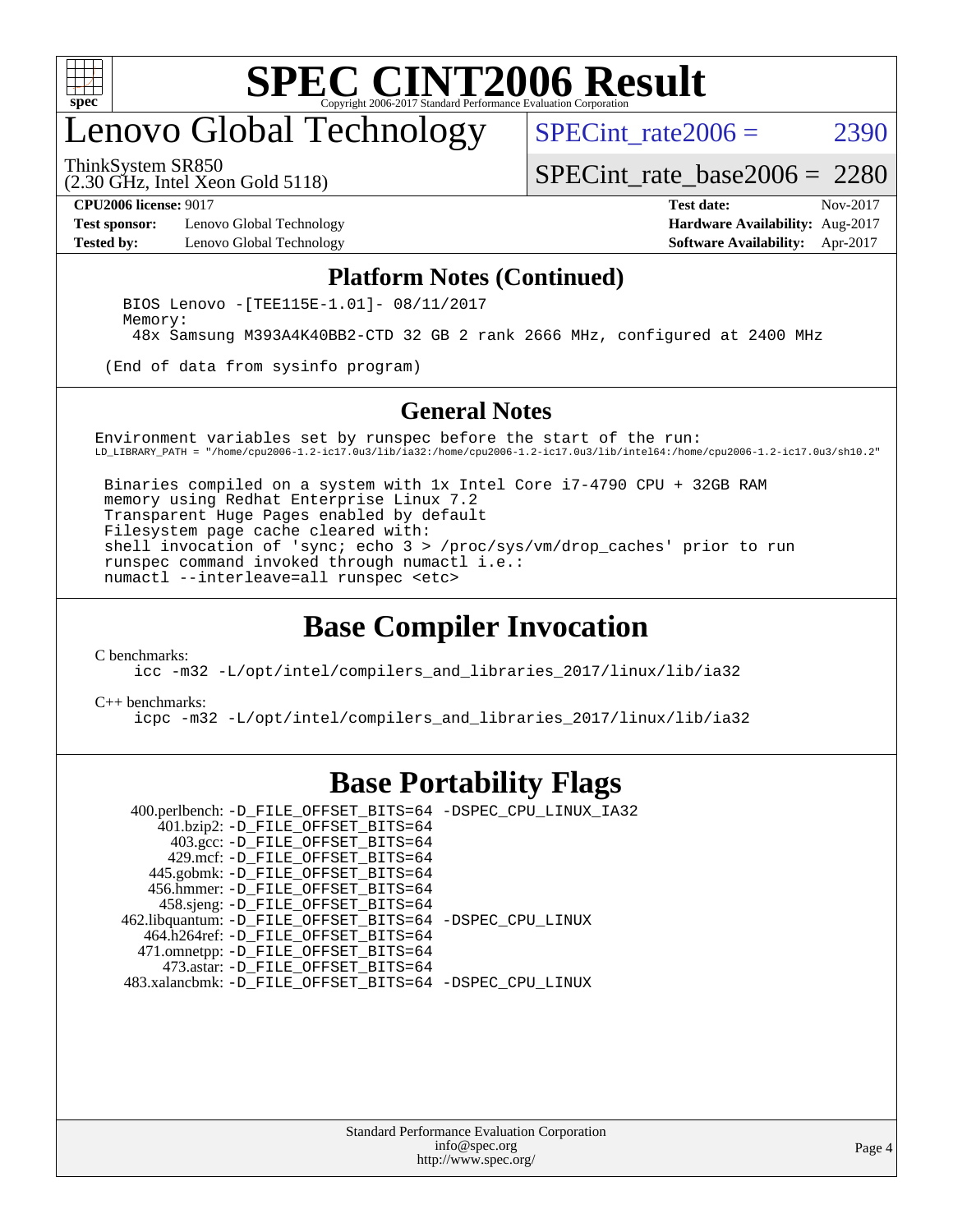# Lenovo Global Technology

ThinkSystem SR850
(2.30 GHz, Intel Xeon Gold 5118)

SPECint_rate2006 = 2390

SPECint_rate_base2006 = 2280

**CPU2006 license:** 9017
**Test sponsor:** Lenovo Global Technology
**Tested by:** Lenovo Global Technology

**Test date:** Nov-2017
**Hardware Availability:** Aug-2017
**Software Availability:** Apr-2017

## Platform Notes (Continued)

```
BIOS Lenovo -[TEE115E-1.01]- 08/11/2017
Memory:
 48x Samsung M393A4K40BB2-CTD 32 GB 2 rank 2666 MHz, configured at 2400 MHz

(End of data from sysinfo program)
```

## General Notes

```
Environment variables set by runspec before the start of the run:
LD_LIBRARY_PATH = "/home/cpu2006-1.2-ic17.0u3/lib/ia32:/home/cpu2006-1.2-ic17.0u3/lib/intel64:/home/cpu2006-1.2-ic17.0u3/sh10.2"

 Binaries compiled on a system with 1x Intel Core i7-4790 CPU + 32GB RAM
 memory using Redhat Enterprise Linux 7.2
 Transparent Huge Pages enabled by default
 Filesystem page cache cleared with:
 shell invocation of 'sync; echo 3 > /proc/sys/vm/drop_caches' prior to run
 runspec command invoked through numactl i.e.:
 numactl --interleave=all runspec <etc>
```

## Base Compiler Invocation

C benchmarks:

```
icc -m32 -L/opt/intel/compilers_and_libraries_2017/linux/lib/ia32
```

C++ benchmarks:

```
icpc -m32 -L/opt/intel/compilers_and_libraries_2017/linux/lib/ia32
```

## Base Portability Flags

```
    400.perlbench: -D_FILE_OFFSET_BITS=64 -DSPEC_CPU_LINUX_IA32
        401.bzip2: -D_FILE_OFFSET_BITS=64
          403.gcc: -D_FILE_OFFSET_BITS=64
          429.mcf: -D_FILE_OFFSET_BITS=64
       445.gobmk: -D_FILE_OFFSET_BITS=64
       456.hmmer: -D_FILE_OFFSET_BITS=64
        458.sjeng: -D_FILE_OFFSET_BITS=64
  462.libquantum: -D_FILE_OFFSET_BITS=64 -DSPEC_CPU_LINUX
     464.h264ref: -D_FILE_OFFSET_BITS=64
     471.omnetpp: -D_FILE_OFFSET_BITS=64
        473.astar: -D_FILE_OFFSET_BITS=64
  483.xalancbmk: -D_FILE_OFFSET_BITS=64 -DSPEC_CPU_LINUX
```

Standard Performance Evaluation Corporation
info@spec.org
http://www.spec.org/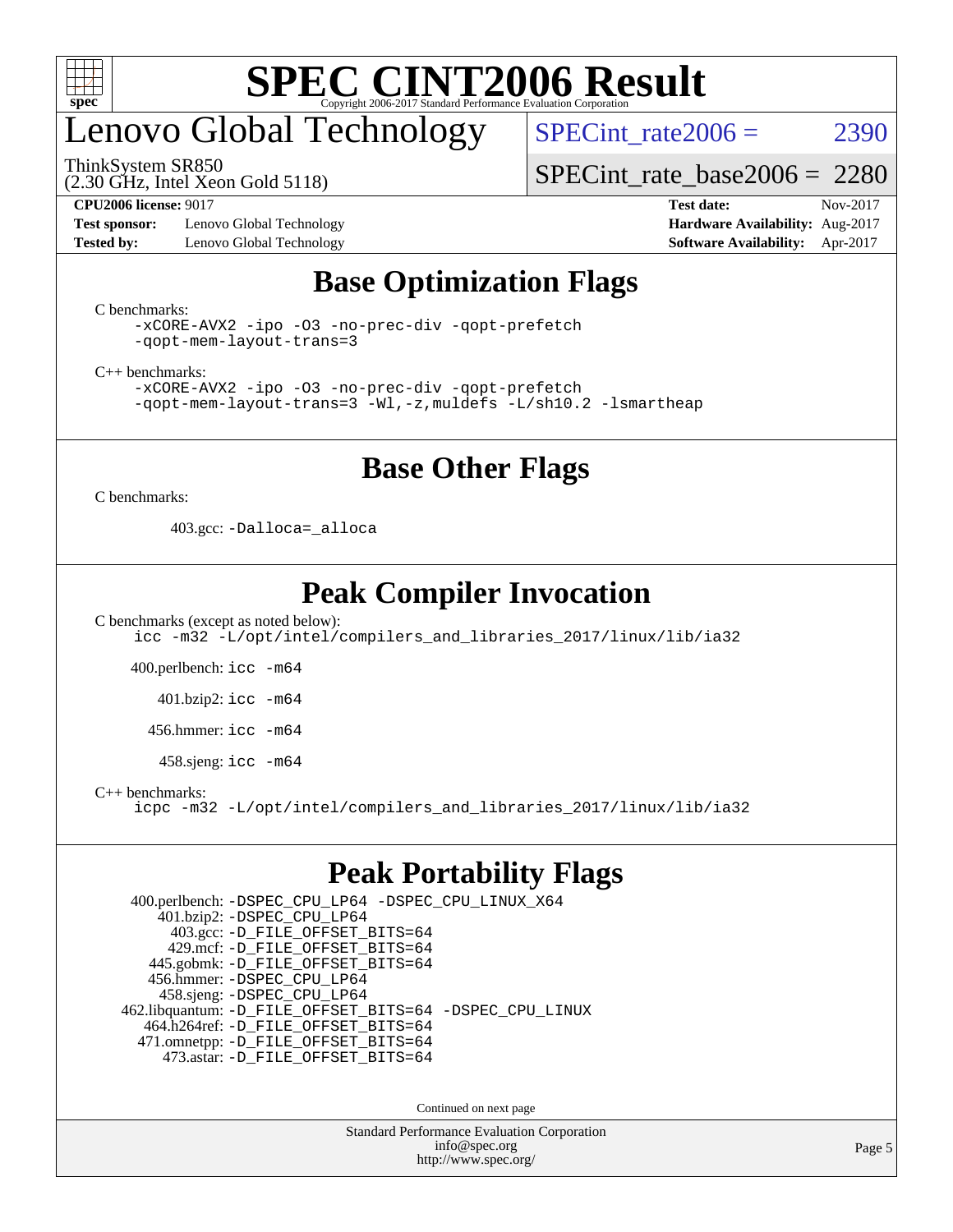# SPEC CINT2006 Result

Copyright 2006-2017 Standard Performance Evaluation Corporation

## Lenovo Global Technology

ThinkSystem SR850
(2.30 GHz, Intel Xeon Gold 5118)

SPECint_rate2006 = 2390

SPECint_rate_base2006 = 2280

**CPU2006 license:** 9017
**Test sponsor:** Lenovo Global Technology
**Tested by:** Lenovo Global Technology

**Test date:** Nov-2017
**Hardware Availability:** Aug-2017
**Software Availability:** Apr-2017

## Base Optimization Flags

C benchmarks:

```
-xCORE-AVX2 -ipo -O3 -no-prec-div -qopt-prefetch
-qopt-mem-layout-trans=3
```

C++ benchmarks:

```
-xCORE-AVX2 -ipo -O3 -no-prec-div -qopt-prefetch
-qopt-mem-layout-trans=3 -Wl,-z,muldefs -L/sh10.2 -lsmartheap
```

## Base Other Flags

C benchmarks:

403.gcc: `-Dalloca=_alloca`

## Peak Compiler Invocation

C benchmarks (except as noted below):

```
icc -m32 -L/opt/intel/compilers_and_libraries_2017/linux/lib/ia32
```

400.perlbench: `icc -m64`

401.bzip2: `icc -m64`

456.hmmer: `icc -m64`

458.sjeng: `icc -m64`

C++ benchmarks:

```
icpc -m32 -L/opt/intel/compilers_and_libraries_2017/linux/lib/ia32
```

## Peak Portability Flags

400.perlbench: `-DSPEC_CPU_LP64 -DSPEC_CPU_LINUX_X64`
401.bzip2: `-DSPEC_CPU_LP64`
403.gcc: `-D_FILE_OFFSET_BITS=64`
429.mcf: `-D_FILE_OFFSET_BITS=64`
445.gobmk: `-D_FILE_OFFSET_BITS=64`
456.hmmer: `-DSPEC_CPU_LP64`
458.sjeng: `-DSPEC_CPU_LP64`
462.libquantum: `-D_FILE_OFFSET_BITS=64 -DSPEC_CPU_LINUX`
464.h264ref: `-D_FILE_OFFSET_BITS=64`
471.omnetpp: `-D_FILE_OFFSET_BITS=64`
473.astar: `-D_FILE_OFFSET_BITS=64`

Continued on next page

Standard Performance Evaluation Corporation
info@spec.org
http://www.spec.org/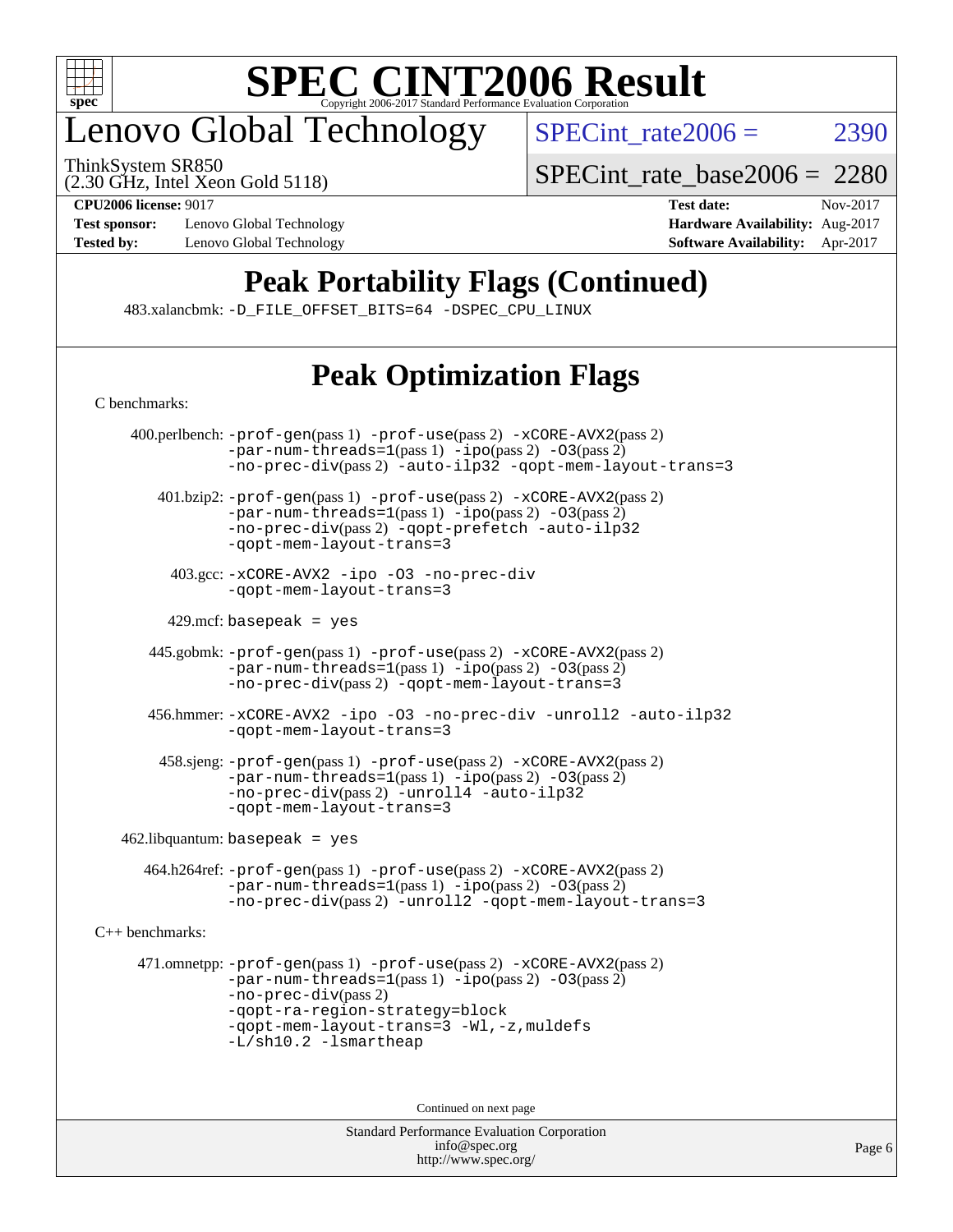# SPEC CINT2006 Result

## Lenovo Global Technology

ThinkSystem SR850
(2.30 GHz, Intel Xeon Gold 5118)

SPECint_rate2006 = 2390

SPECint_rate_base2006 = 2280

**CPU2006 license:** 9017
**Test sponsor:** Lenovo Global Technology
**Tested by:** Lenovo Global Technology

**Test date:** Nov-2017
**Hardware Availability:** Aug-2017
**Software Availability:** Apr-2017

## Peak Portability Flags (Continued)

483.xalancbmk: `-D_FILE_OFFSET_BITS=64 -DSPEC_CPU_LINUX`

## Peak Optimization Flags

C benchmarks:

400.perlbench: `-prof-gen`(pass 1) `-prof-use`(pass 2) `-xCORE-AVX2`(pass 2) `-par-num-threads=1`(pass 1) `-ipo`(pass 2) `-O3`(pass 2) `-no-prec-div`(pass 2) `-auto-ilp32 -qopt-mem-layout-trans=3`

401.bzip2: `-prof-gen`(pass 1) `-prof-use`(pass 2) `-xCORE-AVX2`(pass 2) `-par-num-threads=1`(pass 1) `-ipo`(pass 2) `-O3`(pass 2) `-no-prec-div`(pass 2) `-qopt-prefetch -auto-ilp32 -qopt-mem-layout-trans=3`

403.gcc: `-xCORE-AVX2 -ipo -O3 -no-prec-div -qopt-mem-layout-trans=3`

429.mcf: `basepeak = yes`

445.gobmk: `-prof-gen`(pass 1) `-prof-use`(pass 2) `-xCORE-AVX2`(pass 2) `-par-num-threads=1`(pass 1) `-ipo`(pass 2) `-O3`(pass 2) `-no-prec-div`(pass 2) `-qopt-mem-layout-trans=3`

456.hmmer: `-xCORE-AVX2 -ipo -O3 -no-prec-div -unroll2 -auto-ilp32 -qopt-mem-layout-trans=3`

458.sjeng: `-prof-gen`(pass 1) `-prof-use`(pass 2) `-xCORE-AVX2`(pass 2) `-par-num-threads=1`(pass 1) `-ipo`(pass 2) `-O3`(pass 2) `-no-prec-div`(pass 2) `-unroll4 -auto-ilp32 -qopt-mem-layout-trans=3`

462.libquantum: `basepeak = yes`

464.h264ref: `-prof-gen`(pass 1) `-prof-use`(pass 2) `-xCORE-AVX2`(pass 2) `-par-num-threads=1`(pass 1) `-ipo`(pass 2) `-O3`(pass 2) `-no-prec-div`(pass 2) `-unroll2 -qopt-mem-layout-trans=3`

C++ benchmarks:

471.omnetpp: `-prof-gen`(pass 1) `-prof-use`(pass 2) `-xCORE-AVX2`(pass 2) `-par-num-threads=1`(pass 1) `-ipo`(pass 2) `-O3`(pass 2) `-no-prec-div`(pass 2) `-qopt-ra-region-strategy=block -qopt-mem-layout-trans=3 -Wl,-z,muldefs -L/sh10.2 -lsmartheap`

Continued on next page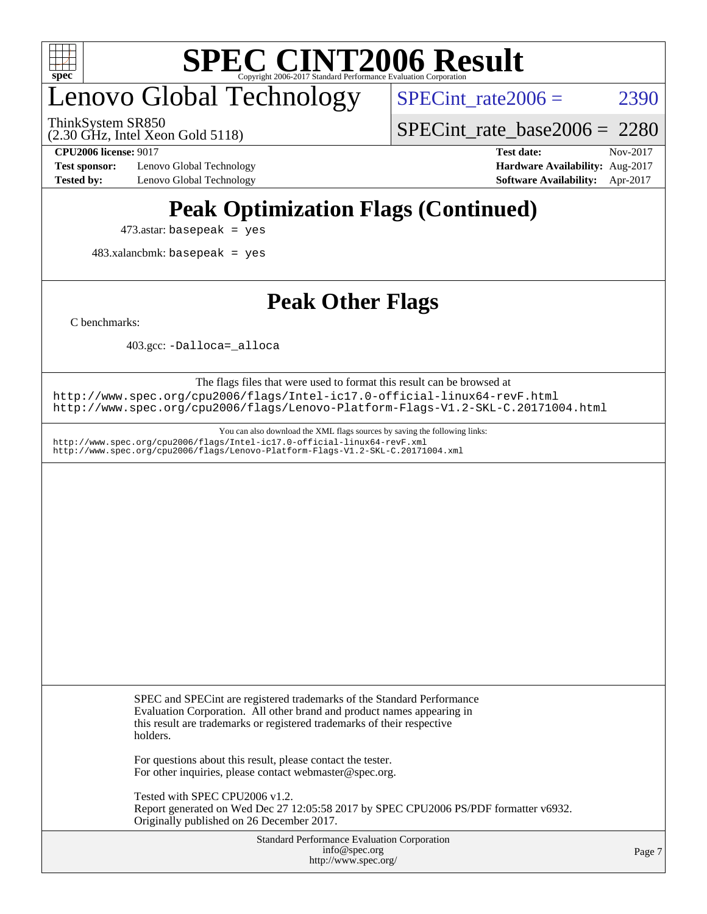# SPEC CINT2006 Result

Copyright 2006-2017 Standard Performance Evaluation Corporation

# Lenovo Global Technology

ThinkSystem SR850
(2.30 GHz, Intel Xeon Gold 5118)

SPECint_rate2006 = 2390

SPECint_rate_base2006 = 2280

**CPU2006 license:** 9017
**Test sponsor:** Lenovo Global Technology
**Tested by:** Lenovo Global Technology

**Test date:** Nov-2017
**Hardware Availability:** Aug-2017
**Software Availability:** Apr-2017

## Peak Optimization Flags (Continued)

473.astar: `basepeak = yes`

483.xalancbmk: `basepeak = yes`

## Peak Other Flags

C benchmarks:

403.gcc: `-Dalloca=_alloca`

The flags files that were used to format this result can be browsed at
http://www.spec.org/cpu2006/flags/Intel-ic17.0-official-linux64-revF.html
http://www.spec.org/cpu2006/flags/Lenovo-Platform-Flags-V1.2-SKL-C.20171004.html

You can also download the XML flags sources by saving the following links:
http://www.spec.org/cpu2006/flags/Intel-ic17.0-official-linux64-revF.xml
http://www.spec.org/cpu2006/flags/Lenovo-Platform-Flags-V1.2-SKL-C.20171004.xml

SPEC and SPECint are registered trademarks of the Standard Performance Evaluation Corporation. All other brand and product names appearing in this result are trademarks or registered trademarks of their respective holders.

For questions about this result, please contact the tester.
For other inquiries, please contact webmaster@spec.org.

Tested with SPEC CPU2006 v1.2.
Report generated on Wed Dec 27 12:05:58 2017 by SPEC CPU2006 PS/PDF formatter v6932.
Originally published on 26 December 2017.

Standard Performance Evaluation Corporation
info@spec.org
http://www.spec.org/